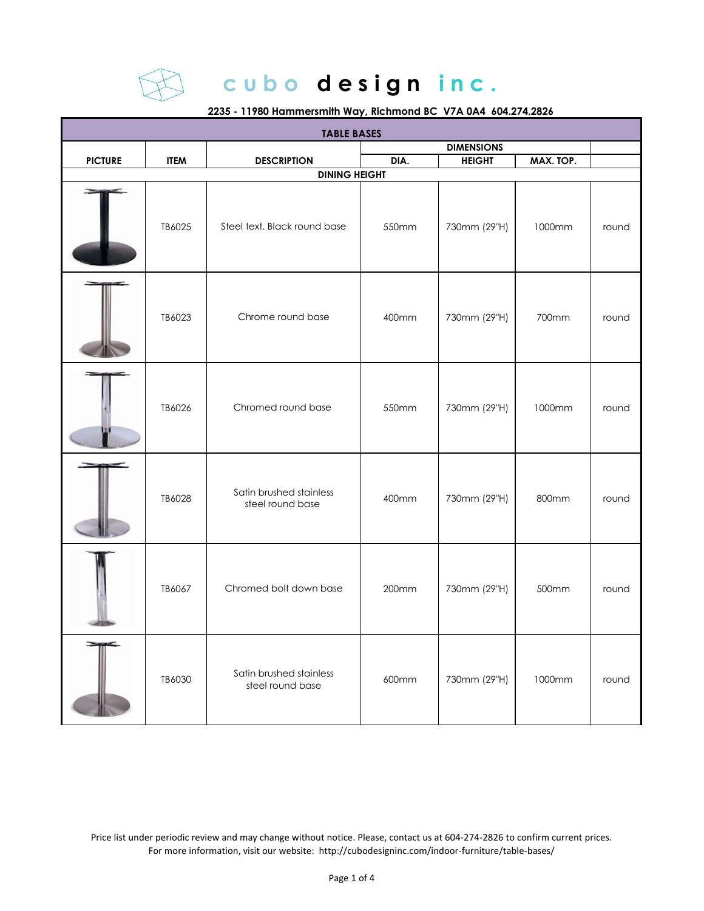# cubo design inc.

**2235 - 11980 Hammersmith Way, Richmond BC V7A 0A4 604.274.2826**

| TABLE BASES | | | | | | |
|---|---|---|---|---|---|---|
| **PICTURE** | **ITEM** | **DESCRIPTION** | **DIMENSIONS** | | | |
| | | | **DIA.** | **HEIGHT** | **MAX. TOP.** | |
| **DINING HEIGHT** | | | | | | |
| | TB6025 | Steel text. Black round base | 550mm | 730mm (29"H) | 1000mm | round |
| | TB6023 | Chrome round base | 400mm | 730mm (29"H) | 700mm | round |
| | TB6026 | Chromed round base | 550mm | 730mm (29"H) | 1000mm | round |
| | TB6028 | Satin brushed stainless steel round base | 400mm | 730mm (29"H) | 800mm | round |
| | TB6067 | Chromed bolt down base | 200mm | 730mm (29"H) | 500mm | round |
| | TB6030 | Satin brushed stainless steel round base | 600mm | 730mm (29"H) | 1000mm | round |

Price list under periodic review and may change without notice. Please, contact us at 604-274-2826 to confirm current prices.
For more information, visit our website: http://cubodesigninc.com/indoor-furniture/table-bases/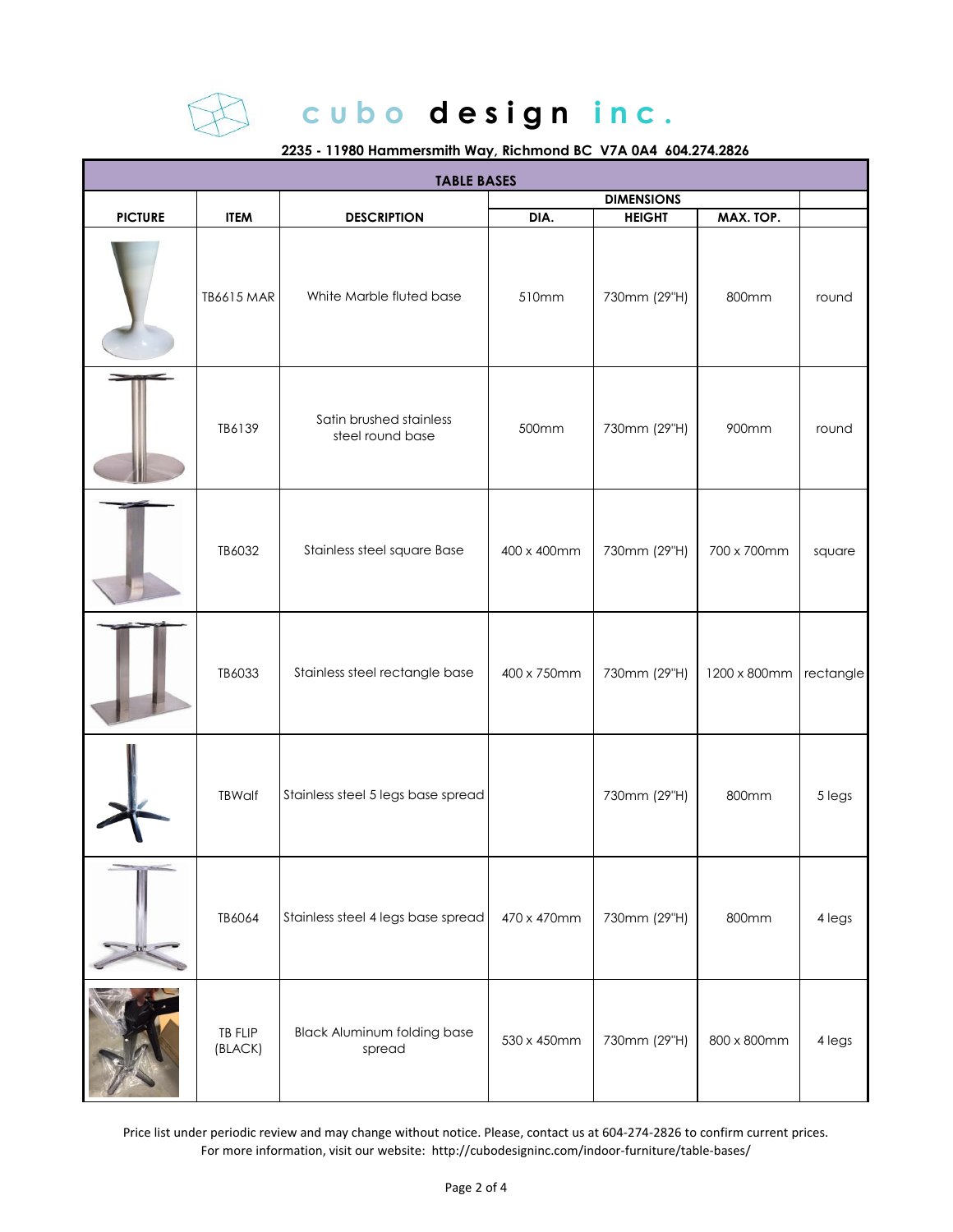# cubo design inc.

**2235 - 11980 Hammersmith Way, Richmond BC V7A 0A4 604.274.2826**

| TABLE BASES | | | | | | |
|---|---|---|---|---|---|---|
| | | | DIMENSIONS | | | |
| PICTURE | ITEM | DESCRIPTION | DIA. | HEIGHT | MAX. TOP. | |
| | TB6615 MAR | White Marble fluted base | 510mm | 730mm (29"H) | 800mm | round |
| | TB6139 | Satin brushed stainless steel round base | 500mm | 730mm (29"H) | 900mm | round |
| | TB6032 | Stainless steel square Base | 400 x 400mm | 730mm (29"H) | 700 x 700mm | square |
| | TB6033 | Stainless steel rectangle base | 400 x 750mm | 730mm (29"H) | 1200 x 800mm | rectangle |
| | TBWalf | Stainless steel 5 legs base spread | | 730mm (29"H) | 800mm | 5 legs |
| | TB6064 | Stainless steel 4 legs base spread | 470 x 470mm | 730mm (29"H) | 800mm | 4 legs |
| | TB FLIP (BLACK) | Black Aluminum folding base spread | 530 x 450mm | 730mm (29"H) | 800 x 800mm | 4 legs |

Price list under periodic review and may change without notice. Please, contact us at 604-274-2826 to confirm current prices.
For more information, visit our website: http://cubodesigninc.com/indoor-furniture/table-bases/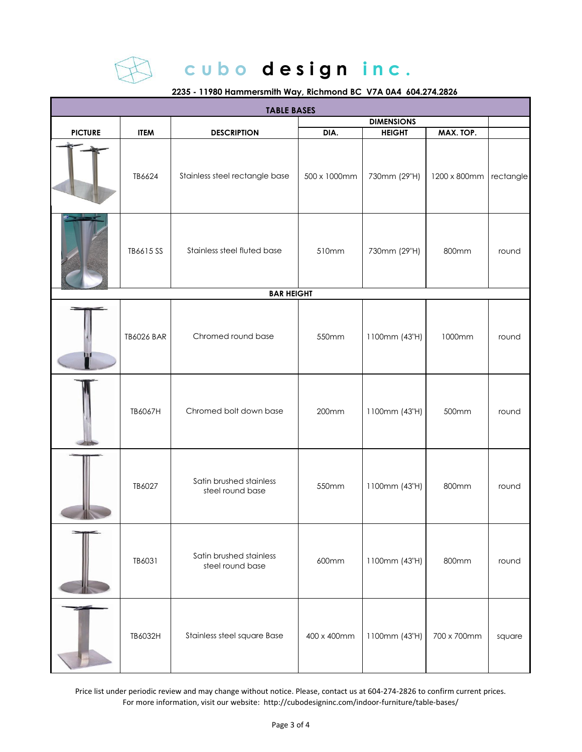# cubo design inc.

**2235 - 11980 Hammersmith Way, Richmond BC V7A 0A4 604.274.2826**

| TABLE BASES | | | | | | |
|---|---|---|---|---|---|---|
| | | | DIMENSIONS | | | |
| **PICTURE** | **ITEM** | **DESCRIPTION** | **DIA.** | **HEIGHT** | **MAX. TOP.** | |
| | TB6624 | Stainless steel rectangle base | 500 x 1000mm | 730mm (29"H) | 1200 x 800mm | rectangle |
| | TB6615 SS | Stainless steel fluted base | 510mm | 730mm (29"H) | 800mm | round |
| **BAR HEIGHT** | | | | | | |
| | TB6026 BAR | Chromed round base | 550mm | 1100mm (43"H) | 1000mm | round |
| | TB6067H | Chromed bolt down base | 200mm | 1100mm (43"H) | 500mm | round |
| | TB6027 | Satin brushed stainless steel round base | 550mm | 1100mm (43"H) | 800mm | round |
| | TB6031 | Satin brushed stainless steel round base | 600mm | 1100mm (43"H) | 800mm | round |
| | TB6032H | Stainless steel square Base | 400 x 400mm | 1100mm (43"H) | 700 x 700mm | square |

Price list under periodic review and may change without notice. Please, contact us at 604-274-2826 to confirm current prices.
For more information, visit our website: http://cubodesigninc.com/indoor-furniture/table-bases/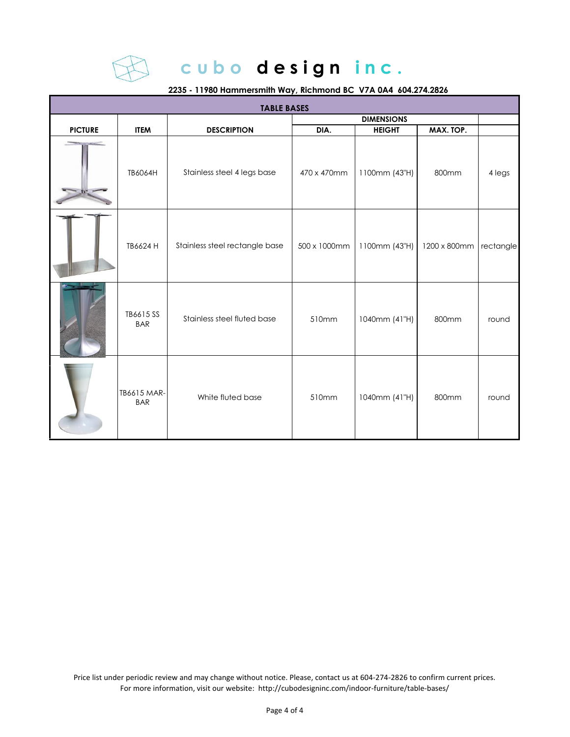# cubo design inc.

**2235 - 11980 Hammersmith Way, Richmond BC V7A 0A4 604.274.2826**

| TABLE BASES | | | | | | |
|---|---|---|---|---|---|---|
| | | | DIMENSIONS | | | |
| **PICTURE** | **ITEM** | **DESCRIPTION** | **DIA.** | **HEIGHT** | **MAX. TOP.** | |
| | TB6064H | Stainless steel 4 legs base | 470 x 470mm | 1100mm (43"H) | 800mm | 4 legs |
| | TB6624 H | Stainless steel rectangle base | 500 x 1000mm | 1100mm (43"H) | 1200 x 800mm | rectangle |
| | TB6615 SS BAR | Stainless steel fluted base | 510mm | 1040mm (41"H) | 800mm | round |
| | TB6615 MAR-BAR | White fluted base | 510mm | 1040mm (41"H) | 800mm | round |

Price list under periodic review and may change without notice. Please, contact us at 604-274-2826 to confirm current prices.
For more information, visit our website: http://cubodesigninc.com/indoor-furniture/table-bases/